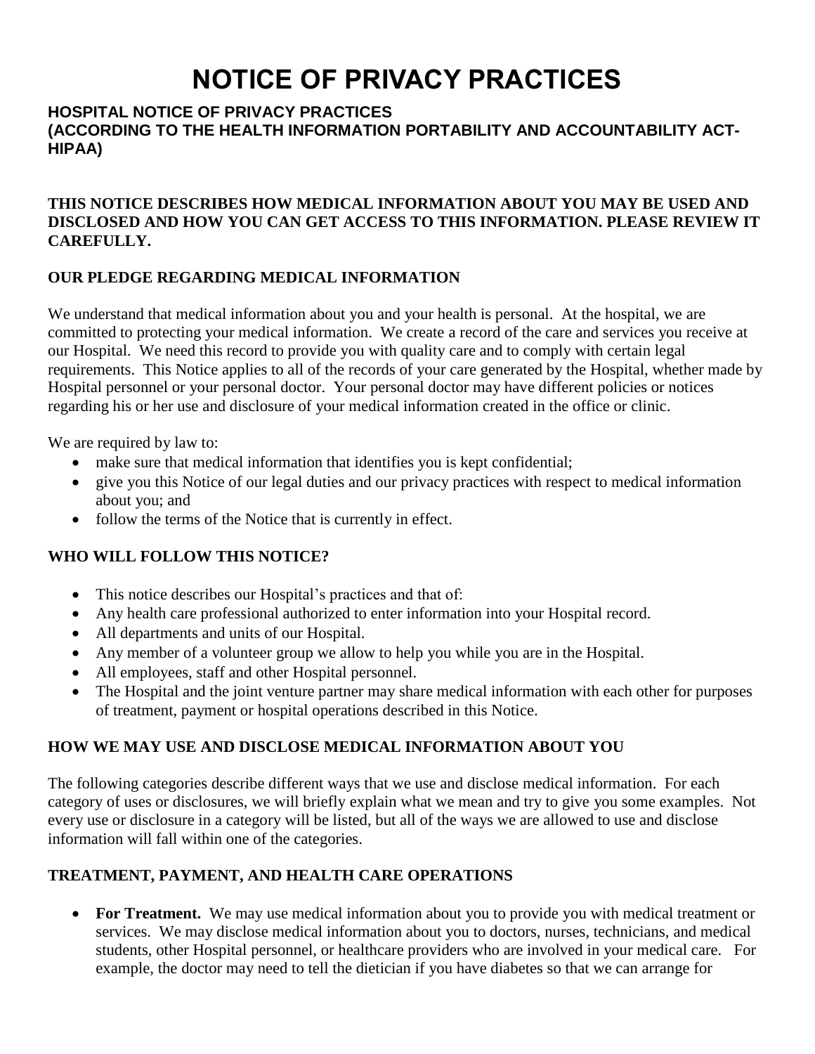# NOTICE OF PRIVACY PRACTICES

### HOSPITAL NOTICE OF PRIVACY PRACTICES
### (ACCORDING TO THE HEALTH INFORMATION PORTABILITY AND ACCOUNTABILITY ACT-HIPAA)

**THIS NOTICE DESCRIBES HOW MEDICAL INFORMATION ABOUT YOU MAY BE USED AND DISCLOSED AND HOW YOU CAN GET ACCESS TO THIS INFORMATION. PLEASE REVIEW IT CAREFULLY.**

## OUR PLEDGE REGARDING MEDICAL INFORMATION

We understand that medical information about you and your health is personal. At the hospital, we are committed to protecting your medical information. We create a record of the care and services you receive at our Hospital. We need this record to provide you with quality care and to comply with certain legal requirements. This Notice applies to all of the records of your care generated by the Hospital, whether made by Hospital personnel or your personal doctor. Your personal doctor may have different policies or notices regarding his or her use and disclosure of your medical information created in the office or clinic.

We are required by law to:

- make sure that medical information that identifies you is kept confidential;
- give you this Notice of our legal duties and our privacy practices with respect to medical information about you; and
- follow the terms of the Notice that is currently in effect.

## WHO WILL FOLLOW THIS NOTICE?

- This notice describes our Hospital's practices and that of:
- Any health care professional authorized to enter information into your Hospital record.
- All departments and units of our Hospital.
- Any member of a volunteer group we allow to help you while you are in the Hospital.
- All employees, staff and other Hospital personnel.
- The Hospital and the joint venture partner may share medical information with each other for purposes of treatment, payment or hospital operations described in this Notice.

## HOW WE MAY USE AND DISCLOSE MEDICAL INFORMATION ABOUT YOU

The following categories describe different ways that we use and disclose medical information. For each category of uses or disclosures, we will briefly explain what we mean and try to give you some examples. Not every use or disclosure in a category will be listed, but all of the ways we are allowed to use and disclose information will fall within one of the categories.

## TREATMENT, PAYMENT, AND HEALTH CARE OPERATIONS

- **For Treatment.** We may use medical information about you to provide you with medical treatment or services. We may disclose medical information about you to doctors, nurses, technicians, and medical students, other Hospital personnel, or healthcare providers who are involved in your medical care. For example, the doctor may need to tell the dietician if you have diabetes so that we can arrange for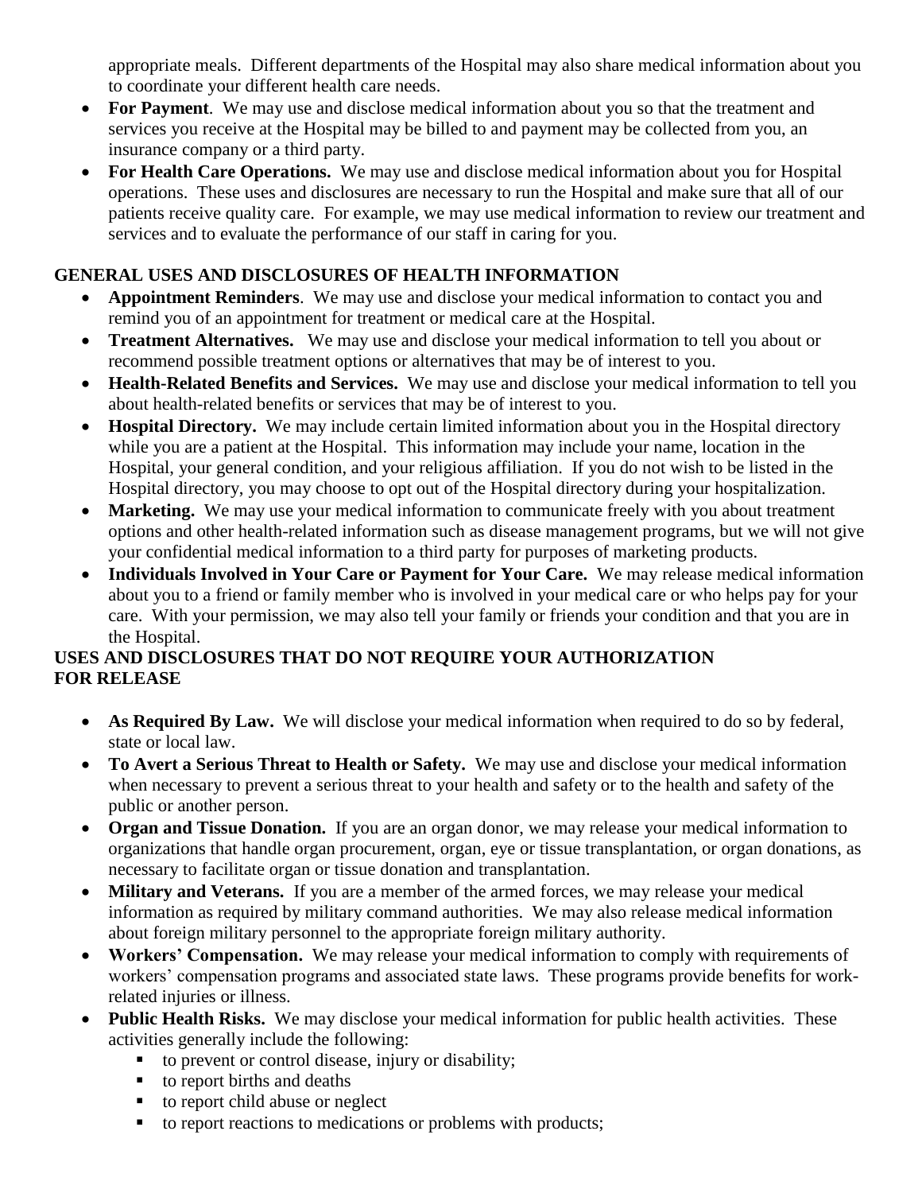appropriate meals. Different departments of the Hospital may also share medical information about you to coordinate your different health care needs.

- **For Payment**. We may use and disclose medical information about you so that the treatment and services you receive at the Hospital may be billed to and payment may be collected from you, an insurance company or a third party.
- **For Health Care Operations.** We may use and disclose medical information about you for Hospital operations. These uses and disclosures are necessary to run the Hospital and make sure that all of our patients receive quality care. For example, we may use medical information to review our treatment and services and to evaluate the performance of our staff in caring for you.

**GENERAL USES AND DISCLOSURES OF HEALTH INFORMATION**

- **Appointment Reminders**. We may use and disclose your medical information to contact you and remind you of an appointment for treatment or medical care at the Hospital.
- **Treatment Alternatives.** We may use and disclose your medical information to tell you about or recommend possible treatment options or alternatives that may be of interest to you.
- **Health-Related Benefits and Services.** We may use and disclose your medical information to tell you about health-related benefits or services that may be of interest to you.
- **Hospital Directory.** We may include certain limited information about you in the Hospital directory while you are a patient at the Hospital. This information may include your name, location in the Hospital, your general condition, and your religious affiliation. If you do not wish to be listed in the Hospital directory, you may choose to opt out of the Hospital directory during your hospitalization.
- **Marketing.** We may use your medical information to communicate freely with you about treatment options and other health-related information such as disease management programs, but we will not give your confidential medical information to a third party for purposes of marketing products.
- **Individuals Involved in Your Care or Payment for Your Care.** We may release medical information about you to a friend or family member who is involved in your medical care or who helps pay for your care. With your permission, we may also tell your family or friends your condition and that you are in the Hospital.

**USES AND DISCLOSURES THAT DO NOT REQUIRE YOUR AUTHORIZATION FOR RELEASE**

- **As Required By Law.** We will disclose your medical information when required to do so by federal, state or local law.
- **To Avert a Serious Threat to Health or Safety.** We may use and disclose your medical information when necessary to prevent a serious threat to your health and safety or to the health and safety of the public or another person.
- **Organ and Tissue Donation.** If you are an organ donor, we may release your medical information to organizations that handle organ procurement, organ, eye or tissue transplantation, or organ donations, as necessary to facilitate organ or tissue donation and transplantation.
- **Military and Veterans.** If you are a member of the armed forces, we may release your medical information as required by military command authorities. We may also release medical information about foreign military personnel to the appropriate foreign military authority.
- **Workers' Compensation.** We may release your medical information to comply with requirements of workers' compensation programs and associated state laws. These programs provide benefits for work-related injuries or illness.
- **Public Health Risks.** We may disclose your medical information for public health activities. These activities generally include the following:
  - to prevent or control disease, injury or disability;
  - to report births and deaths
  - to report child abuse or neglect
  - to report reactions to medications or problems with products;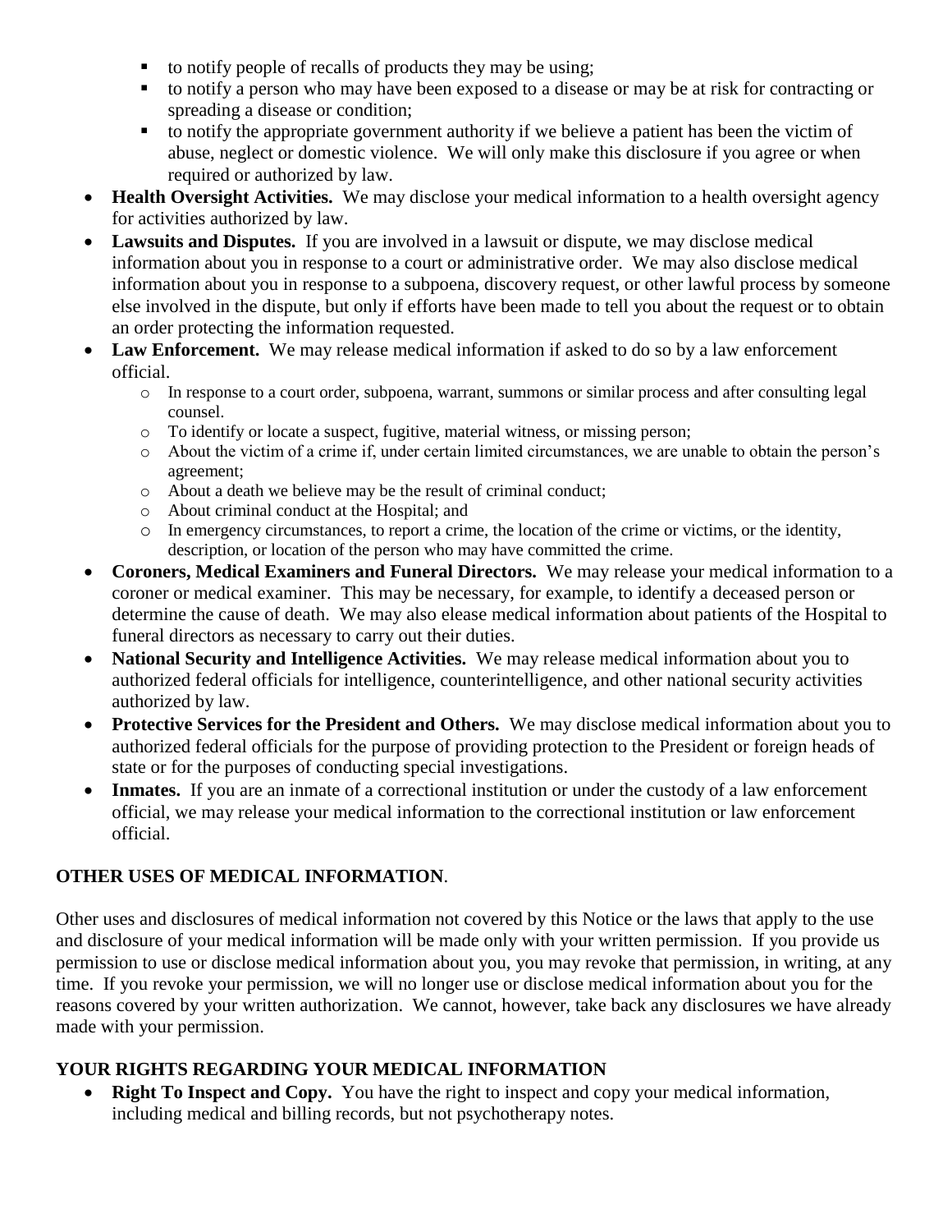- to notify people of recalls of products they may be using;
   - to notify a person who may have been exposed to a disease or may be at risk for contracting or spreading a disease or condition;
   - to notify the appropriate government authority if we believe a patient has been the victim of abuse, neglect or domestic violence. We will only make this disclosure if you agree or when required or authorized by law.
- **Health Oversight Activities.** We may disclose your medical information to a health oversight agency for activities authorized by law.
- **Lawsuits and Disputes.** If you are involved in a lawsuit or dispute, we may disclose medical information about you in response to a court or administrative order. We may also disclose medical information about you in response to a subpoena, discovery request, or other lawful process by someone else involved in the dispute, but only if efforts have been made to tell you about the request or to obtain an order protecting the information requested.
- **Law Enforcement.** We may release medical information if asked to do so by a law enforcement official.
   - In response to a court order, subpoena, warrant, summons or similar process and after consulting legal counsel.
   - To identify or locate a suspect, fugitive, material witness, or missing person;
   - About the victim of a crime if, under certain limited circumstances, we are unable to obtain the person's agreement;
   - About a death we believe may be the result of criminal conduct;
   - About criminal conduct at the Hospital; and
   - In emergency circumstances, to report a crime, the location of the crime or victims, or the identity, description, or location of the person who may have committed the crime.
- **Coroners, Medical Examiners and Funeral Directors.** We may release your medical information to a coroner or medical examiner. This may be necessary, for example, to identify a deceased person or determine the cause of death. We may also elease medical information about patients of the Hospital to funeral directors as necessary to carry out their duties.
- **National Security and Intelligence Activities.** We may release medical information about you to authorized federal officials for intelligence, counterintelligence, and other national security activities authorized by law.
- **Protective Services for the President and Others.** We may disclose medical information about you to authorized federal officials for the purpose of providing protection to the President or foreign heads of state or for the purposes of conducting special investigations.
- **Inmates.** If you are an inmate of a correctional institution or under the custody of a law enforcement official, we may release your medical information to the correctional institution or law enforcement official.

**OTHER USES OF MEDICAL INFORMATION**.

Other uses and disclosures of medical information not covered by this Notice or the laws that apply to the use and disclosure of your medical information will be made only with your written permission. If you provide us permission to use or disclose medical information about you, you may revoke that permission, in writing, at any time. If you revoke your permission, we will no longer use or disclose medical information about you for the reasons covered by your written authorization. We cannot, however, take back any disclosures we have already made with your permission.

**YOUR RIGHTS REGARDING YOUR MEDICAL INFORMATION**

- **Right To Inspect and Copy.** You have the right to inspect and copy your medical information, including medical and billing records, but not psychotherapy notes.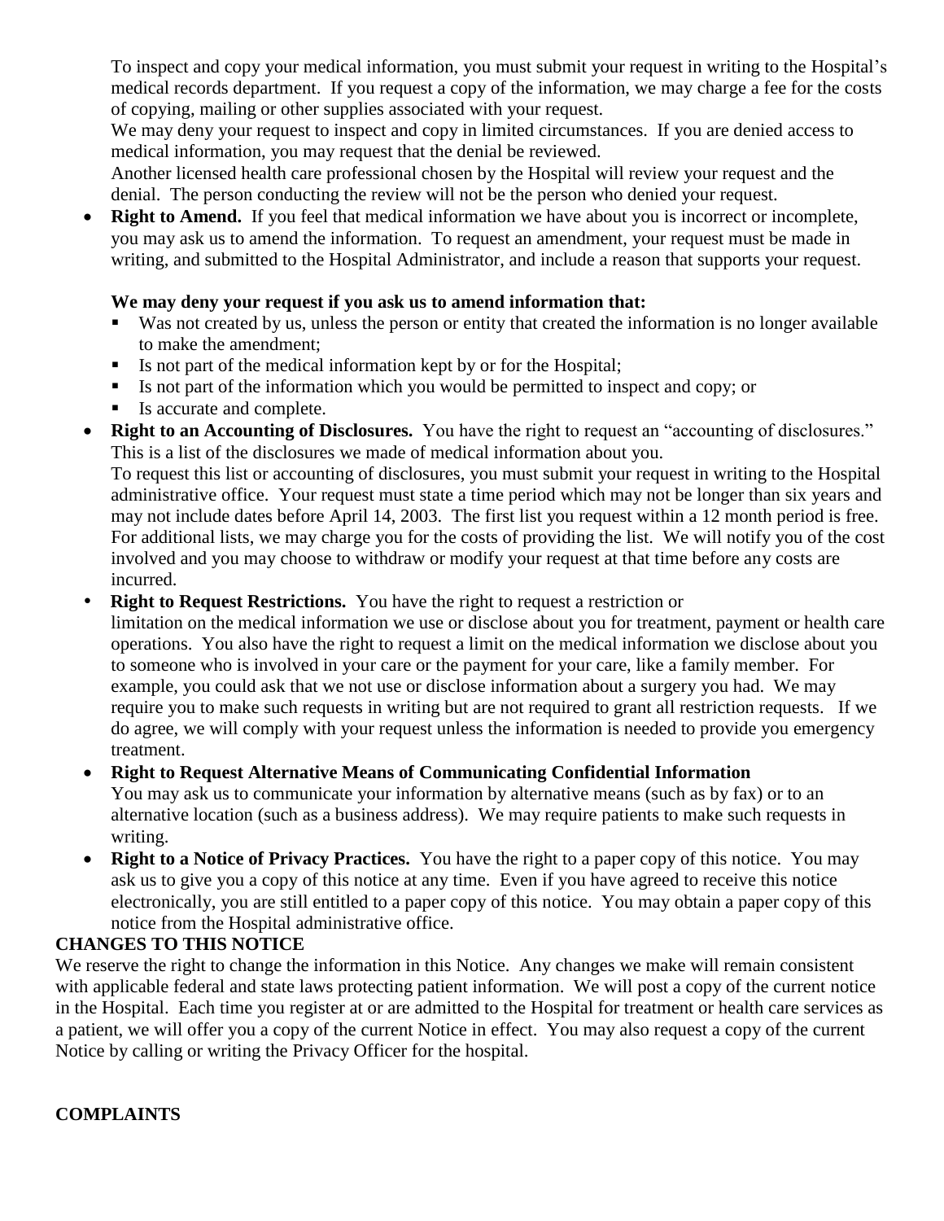To inspect and copy your medical information, you must submit your request in writing to the Hospital's medical records department. If you request a copy of the information, we may charge a fee for the costs of copying, mailing or other supplies associated with your request.

We may deny your request to inspect and copy in limited circumstances. If you are denied access to medical information, you may request that the denial be reviewed.

Another licensed health care professional chosen by the Hospital will review your request and the denial. The person conducting the review will not be the person who denied your request.

- **Right to Amend.** If you feel that medical information we have about you is incorrect or incomplete, you may ask us to amend the information. To request an amendment, your request must be made in writing, and submitted to the Hospital Administrator, and include a reason that supports your request.

  **We may deny your request if you ask us to amend information that:**

  - Was not created by us, unless the person or entity that created the information is no longer available to make the amendment;
  - Is not part of the medical information kept by or for the Hospital;
  - Is not part of the information which you would be permitted to inspect and copy; or
  - Is accurate and complete.

- **Right to an Accounting of Disclosures.** You have the right to request an "accounting of disclosures." This is a list of the disclosures we made of medical information about you.

  To request this list or accounting of disclosures, you must submit your request in writing to the Hospital administrative office. Your request must state a time period which may not be longer than six years and may not include dates before April 14, 2003. The first list you request within a 12 month period is free. For additional lists, we may charge you for the costs of providing the list. We will notify you of the cost involved and you may choose to withdraw or modify your request at that time before any costs are incurred.

- **Right to Request Restrictions.** You have the right to request a restriction or limitation on the medical information we use or disclose about you for treatment, payment or health care operations. You also have the right to request a limit on the medical information we disclose about you to someone who is involved in your care or the payment for your care, like a family member. For example, you could ask that we not use or disclose information about a surgery you had. We may require you to make such requests in writing but are not required to grant all restriction requests. If we do agree, we will comply with your request unless the information is needed to provide you emergency treatment.

- **Right to Request Alternative Means of Communicating Confidential Information**
  You may ask us to communicate your information by alternative means (such as by fax) or to an alternative location (such as a business address). We may require patients to make such requests in writing.

- **Right to a Notice of Privacy Practices.** You have the right to a paper copy of this notice. You may ask us to give you a copy of this notice at any time. Even if you have agreed to receive this notice electronically, you are still entitled to a paper copy of this notice. You may obtain a paper copy of this notice from the Hospital administrative office.

**CHANGES TO THIS NOTICE**

We reserve the right to change the information in this Notice. Any changes we make will remain consistent with applicable federal and state laws protecting patient information. We will post a copy of the current notice in the Hospital. Each time you register at or are admitted to the Hospital for treatment or health care services as a patient, we will offer you a copy of the current Notice in effect. You may also request a copy of the current Notice by calling or writing the Privacy Officer for the hospital.

**COMPLAINTS**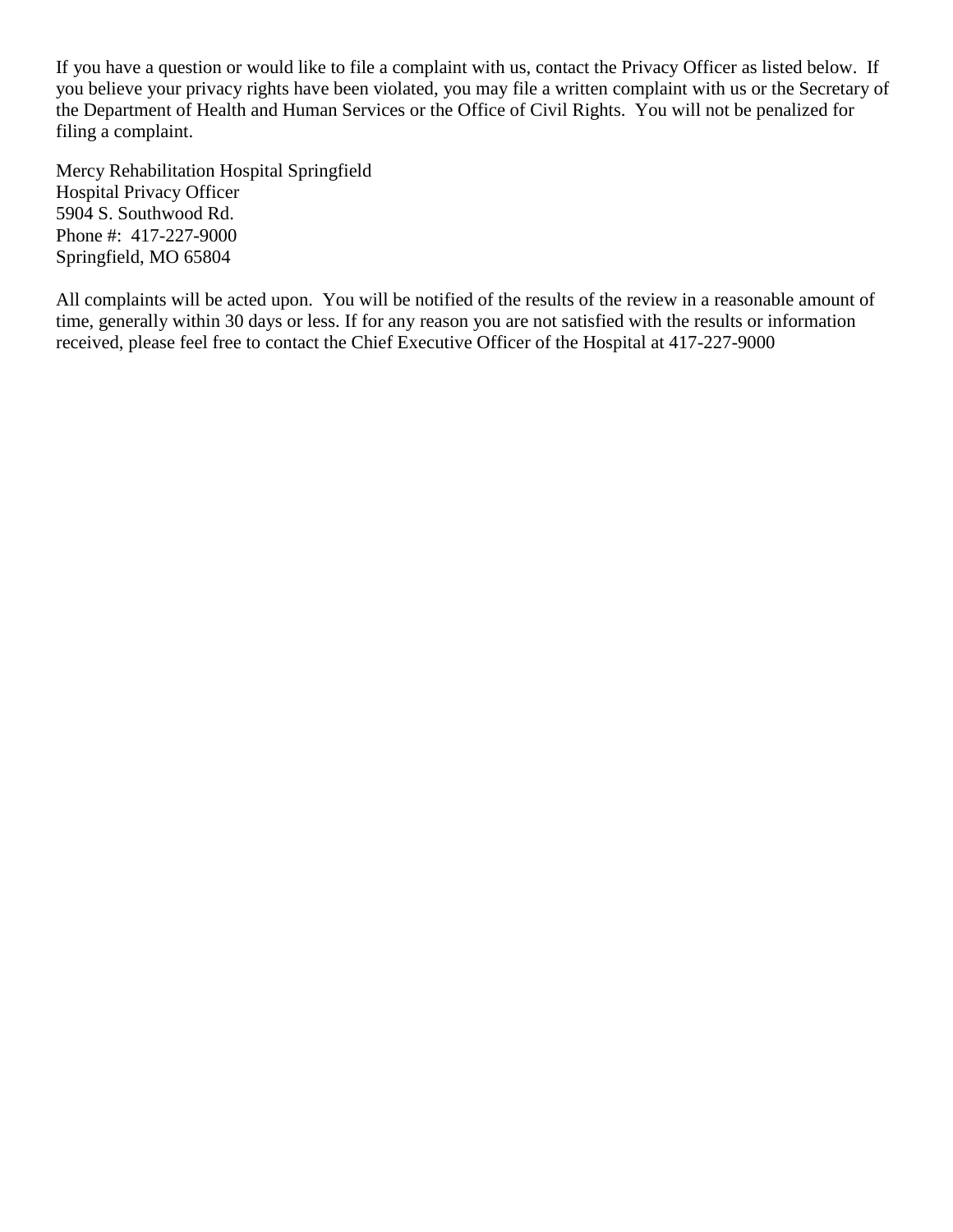If you have a question or would like to file a complaint with us, contact the Privacy Officer as listed below. If you believe your privacy rights have been violated, you may file a written complaint with us or the Secretary of the Department of Health and Human Services or the Office of Civil Rights. You will not be penalized for filing a complaint.

Mercy Rehabilitation Hospital Springfield  
Hospital Privacy Officer  
5904 S. Southwood Rd.  
Phone #: 417-227-9000  
Springfield, MO 65804

All complaints will be acted upon. You will be notified of the results of the review in a reasonable amount of time, generally within 30 days or less. If for any reason you are not satisfied with the results or information received, please feel free to contact the Chief Executive Officer of the Hospital at 417-227-9000